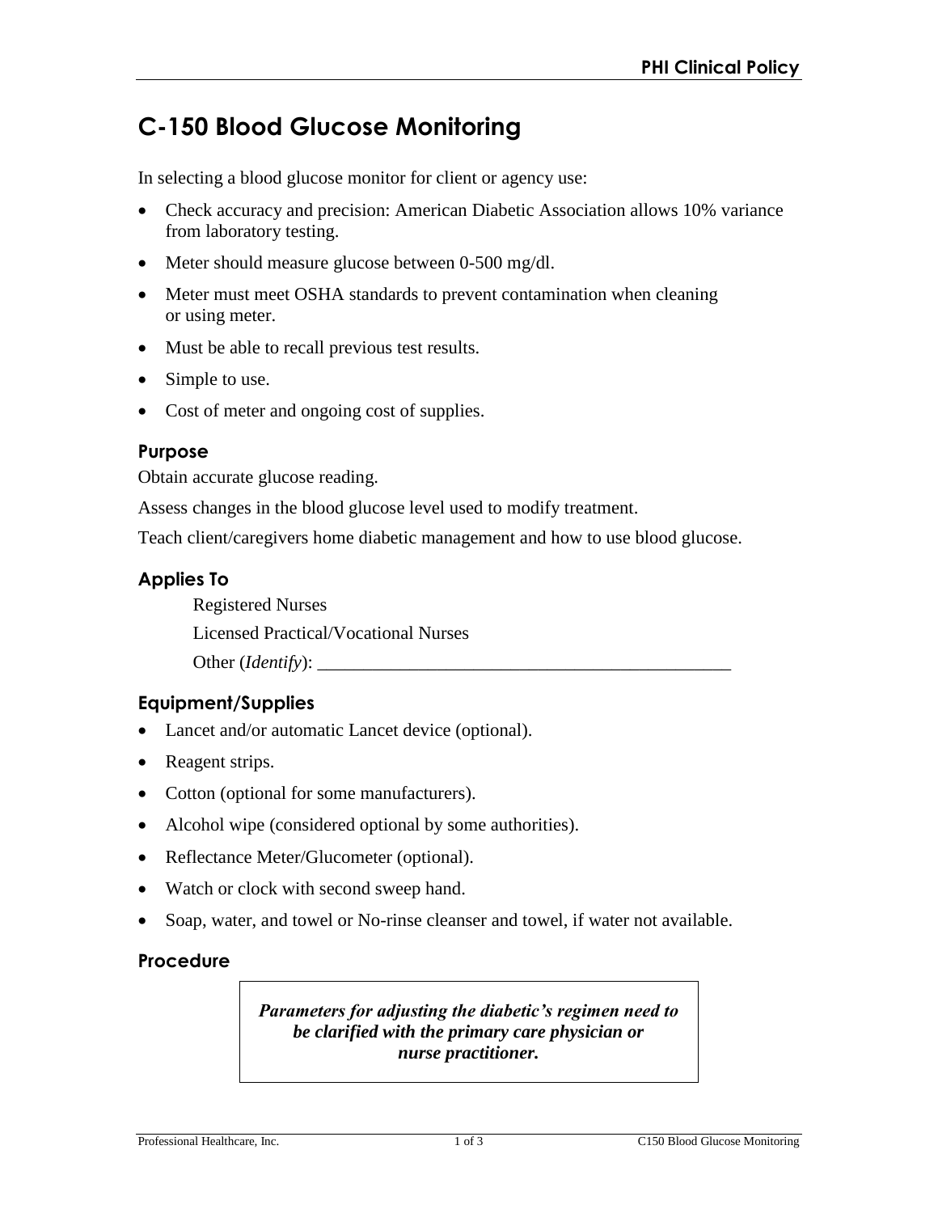# C-150 Blood Glucose Monitoring

In selecting a blood glucose monitor for client or agency use:

- Check accuracy and precision: American Diabetic Association allows 10% variance from laboratory testing.
- Meter should measure glucose between 0-500 mg/dl.
- Meter must meet OSHA standards to prevent contamination when cleaning or using meter.
- Must be able to recall previous test results.
- Simple to use.
- Cost of meter and ongoing cost of supplies.

## Purpose

Obtain accurate glucose reading.

Assess changes in the blood glucose level used to modify treatment.

Teach client/caregivers home diabetic management and how to use blood glucose.

## Applies To

Registered Nurses

Licensed Practical/Vocational Nurses

Other (*Identify*): ______________________________________________

## Equipment/Supplies

- Lancet and/or automatic Lancet device (optional).
- Reagent strips.
- Cotton (optional for some manufacturers).
- Alcohol wipe (considered optional by some authorities).
- Reflectance Meter/Glucometer (optional).
- Watch or clock with second sweep hand.
- Soap, water, and towel or No-rinse cleanser and towel, if water not available.

## Procedure

***Parameters for adjusting the diabetic's regimen need to be clarified with the primary care physician or nurse practitioner.***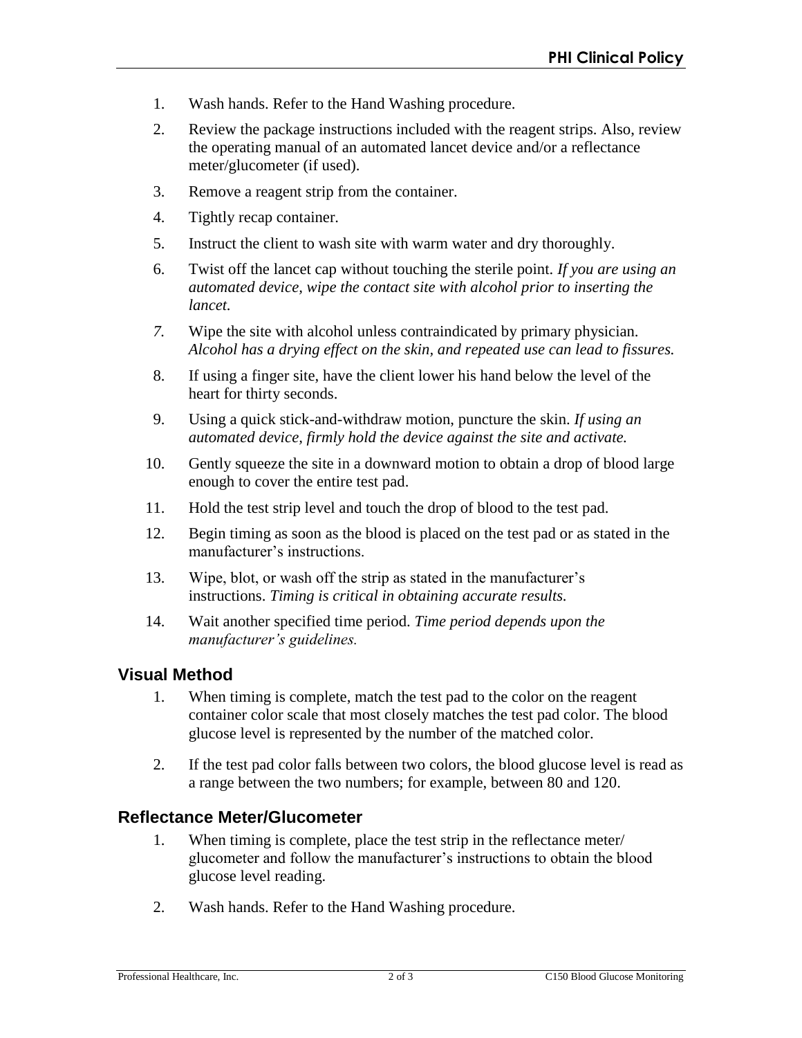1. Wash hands. Refer to the Hand Washing procedure.
2. Review the package instructions included with the reagent strips. Also, review the operating manual of an automated lancet device and/or a reflectance meter/glucometer (if used).
3. Remove a reagent strip from the container.
4. Tightly recap container.
5. Instruct the client to wash site with warm water and dry thoroughly.
6. Twist off the lancet cap without touching the sterile point. *If you are using an automated device, wipe the contact site with alcohol prior to inserting the lancet.*
7. Wipe the site with alcohol unless contraindicated by primary physician. *Alcohol has a drying effect on the skin, and repeated use can lead to fissures.*
8. If using a finger site, have the client lower his hand below the level of the heart for thirty seconds.
9. Using a quick stick-and-withdraw motion, puncture the skin. *If using an automated device, firmly hold the device against the site and activate.*
10. Gently squeeze the site in a downward motion to obtain a drop of blood large enough to cover the entire test pad.
11. Hold the test strip level and touch the drop of blood to the test pad.
12. Begin timing as soon as the blood is placed on the test pad or as stated in the manufacturer's instructions.
13. Wipe, blot, or wash off the strip as stated in the manufacturer's instructions. *Timing is critical in obtaining accurate results.*
14. Wait another specified time period. *Time period depends upon the manufacturer's guidelines.*

## Visual Method

1. When timing is complete, match the test pad to the color on the reagent container color scale that most closely matches the test pad color. The blood glucose level is represented by the number of the matched color.
2. If the test pad color falls between two colors, the blood glucose level is read as a range between the two numbers; for example, between 80 and 120.

## Reflectance Meter/Glucometer

1. When timing is complete, place the test strip in the reflectance meter/ glucometer and follow the manufacturer's instructions to obtain the blood glucose level reading.
2. Wash hands. Refer to the Hand Washing procedure.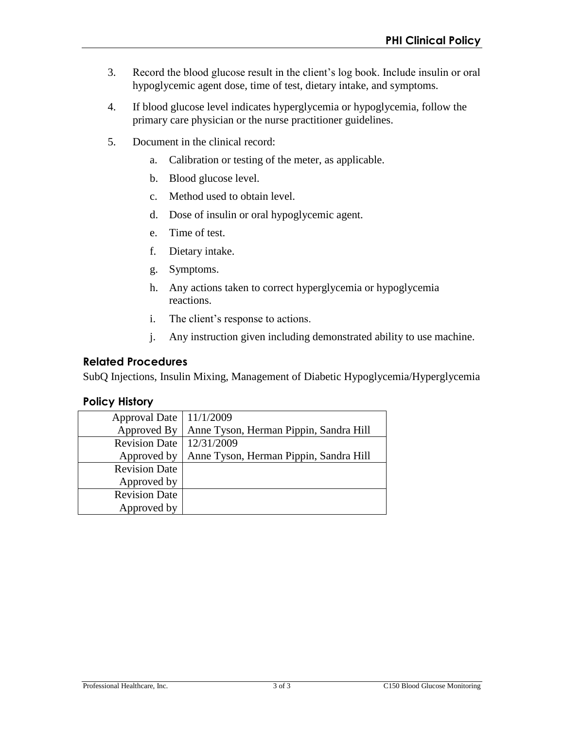3. Record the blood glucose result in the client's log book. Include insulin or oral hypoglycemic agent dose, time of test, dietary intake, and symptoms.

4. If blood glucose level indicates hyperglycemia or hypoglycemia, follow the primary care physician or the nurse practitioner guidelines.

5. Document in the clinical record:

   a. Calibration or testing of the meter, as applicable.

   b. Blood glucose level.

   c. Method used to obtain level.

   d. Dose of insulin or oral hypoglycemic agent.

   e. Time of test.

   f. Dietary intake.

   g. Symptoms.

   h. Any actions taken to correct hyperglycemia or hypoglycemia reactions.

   i. The client's response to actions.

   j. Any instruction given including demonstrated ability to use machine.

## Related Procedures

SubQ Injections, Insulin Mixing, Management of Diabetic Hypoglycemia/Hyperglycemia

## Policy History

| | |
|---|---|
| Approval Date | 11/1/2009 |
| Approved By | Anne Tyson, Herman Pippin, Sandra Hill |
| Revision Date | 12/31/2009 |
| Approved by | Anne Tyson, Herman Pippin, Sandra Hill |
| Revision Date | |
| Approved by | |
| Revision Date | |
| Approved by | |